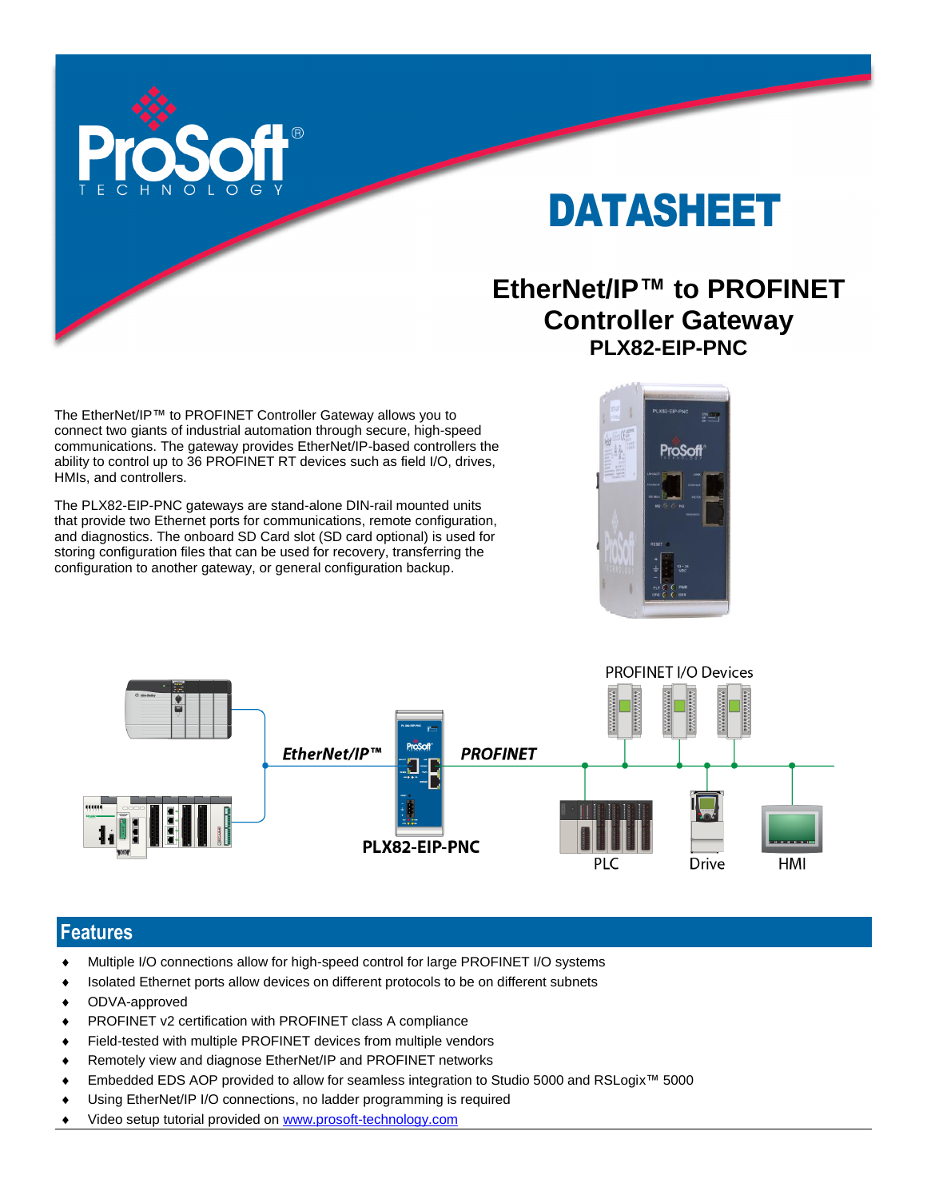# DATASHEET

## EtherNet/IP™ to PROFINET Controller Gateway

### PLX82-EIP-PNC

The EtherNet/IP™ to PROFINET Controller Gateway allows you to connect two giants of industrial automation through secure, high-speed communications. The gateway provides EtherNet/IP-based controllers the ability to control up to 36 PROFINET RT devices such as field I/O, drives, HMIs, and controllers.

The PLX82-EIP-PNC gateways are stand-alone DIN-rail mounted units that provide two Ethernet ports for communications, remote configuration, and diagnostics. The onboard SD Card slot (SD card optional) is used for storing configuration files that can be used for recovery, transferring the configuration to another gateway, or general configuration backup.

## Features

- Multiple I/O connections allow for high-speed control for large PROFINET I/O systems
- Isolated Ethernet ports allow devices on different protocols to be on different subnets
- ODVA-approved
- PROFINET v2 certification with PROFINET class A compliance
- Field-tested with multiple PROFINET devices from multiple vendors
- Remotely view and diagnose EtherNet/IP and PROFINET networks
- Embedded EDS AOP provided to allow for seamless integration to Studio 5000 and RSLogix™ 5000
- Using EtherNet/IP I/O connections, no ladder programming is required
- Video setup tutorial provided on www.prosoft-technology.com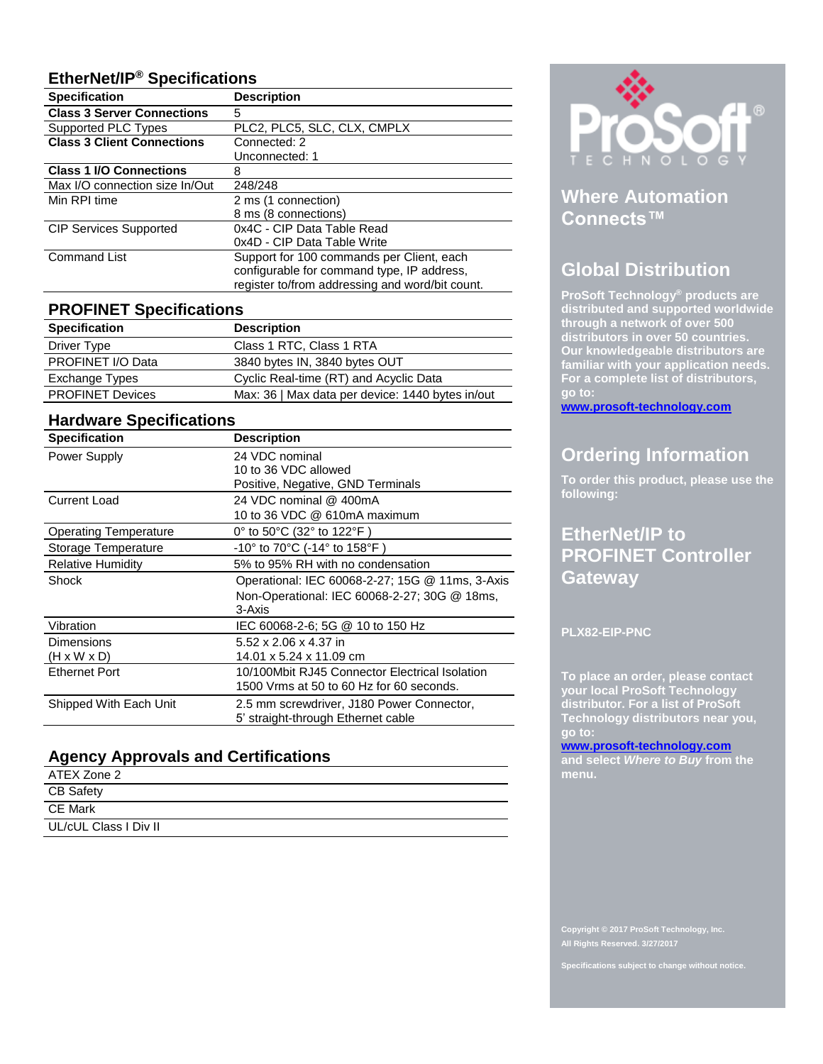## EtherNet/IP® Specifications

| Specification | Description |
|---|---|
| **Class 3 Server Connections** | 5 |
| Supported PLC Types | PLC2, PLC5, SLC, CLX, CMPLX |
| **Class 3 Client Connections** | Connected: 2<br>Unconnected: 1 |
| **Class 1 I/O Connections** | 8 |
| Max I/O connection size In/Out | 248/248 |
| Min RPI time | 2 ms (1 connection)<br>8 ms (8 connections) |
| CIP Services Supported | 0x4C - CIP Data Table Read<br>0x4D - CIP Data Table Write |
| Command List | Support for 100 commands per Client, each configurable for command type, IP address, register to/from addressing and word/bit count. |

## PROFINET Specifications

| Specification | Description |
|---|---|
| Driver Type | Class 1 RTC, Class 1 RTA |
| PROFINET I/O Data | 3840 bytes IN, 3840 bytes OUT |
| Exchange Types | Cyclic Real-time (RT) and Acyclic Data |
| PROFINET Devices | Max: 36 \| Max data per device: 1440 bytes in/out |

## Hardware Specifications

| Specification | Description |
|---|---|
| Power Supply | 24 VDC nominal<br>10 to 36 VDC allowed<br>Positive, Negative, GND Terminals |
| Current Load | 24 VDC nominal @ 400mA<br>10 to 36 VDC @ 610mA maximum |
| Operating Temperature | 0° to 50°C (32° to 122°F ) |
| Storage Temperature | -10° to 70°C (-14° to 158°F ) |
| Relative Humidity | 5% to 95% RH with no condensation |
| Shock | Operational: IEC 60068-2-27; 15G @ 11ms, 3-Axis<br>Non-Operational: IEC 60068-2-27; 30G @ 18ms, 3-Axis |
| Vibration | IEC 60068-2-6; 5G @ 10 to 150 Hz |
| Dimensions<br>(H x W x D) | 5.52 x 2.06 x 4.37 in<br>14.01 x 5.24 x 11.09 cm |
| Ethernet Port | 10/100Mbit RJ45 Connector Electrical Isolation<br>1500 Vrms at 50 to 60 Hz for 60 seconds. |
| Shipped With Each Unit | 2.5 mm screwdriver, J180 Power Connector, 5' straight-through Ethernet cable |

## Agency Approvals and Certifications

| |
|---|
| ATEX Zone 2 |
| CB Safety |
| CE Mark |
| UL/cUL Class I Div II |

ProSoft® TECHNOLOGY

## Where Automation Connects™

## Global Distribution

**ProSoft Technology® products are distributed and supported worldwide through a network of over 500 distributors in over 50 countries. Our knowledgeable distributors are familiar with your application needs. For a complete list of distributors, go to:**
**www.prosoft-technology.com**

## Ordering Information

**To order this product, please use the following:**

## EtherNet/IP to PROFINET Controller Gateway

**PLX82-EIP-PNC**

**To place an order, please contact your local ProSoft Technology distributor. For a list of ProSoft Technology distributors near you, go to:**
**www.prosoft-technology.com**
**and select *Where to Buy* from the menu.**

Copyright © 2017 ProSoft Technology, Inc.
All Rights Reserved. 3/27/2017

Specifications subject to change without notice.